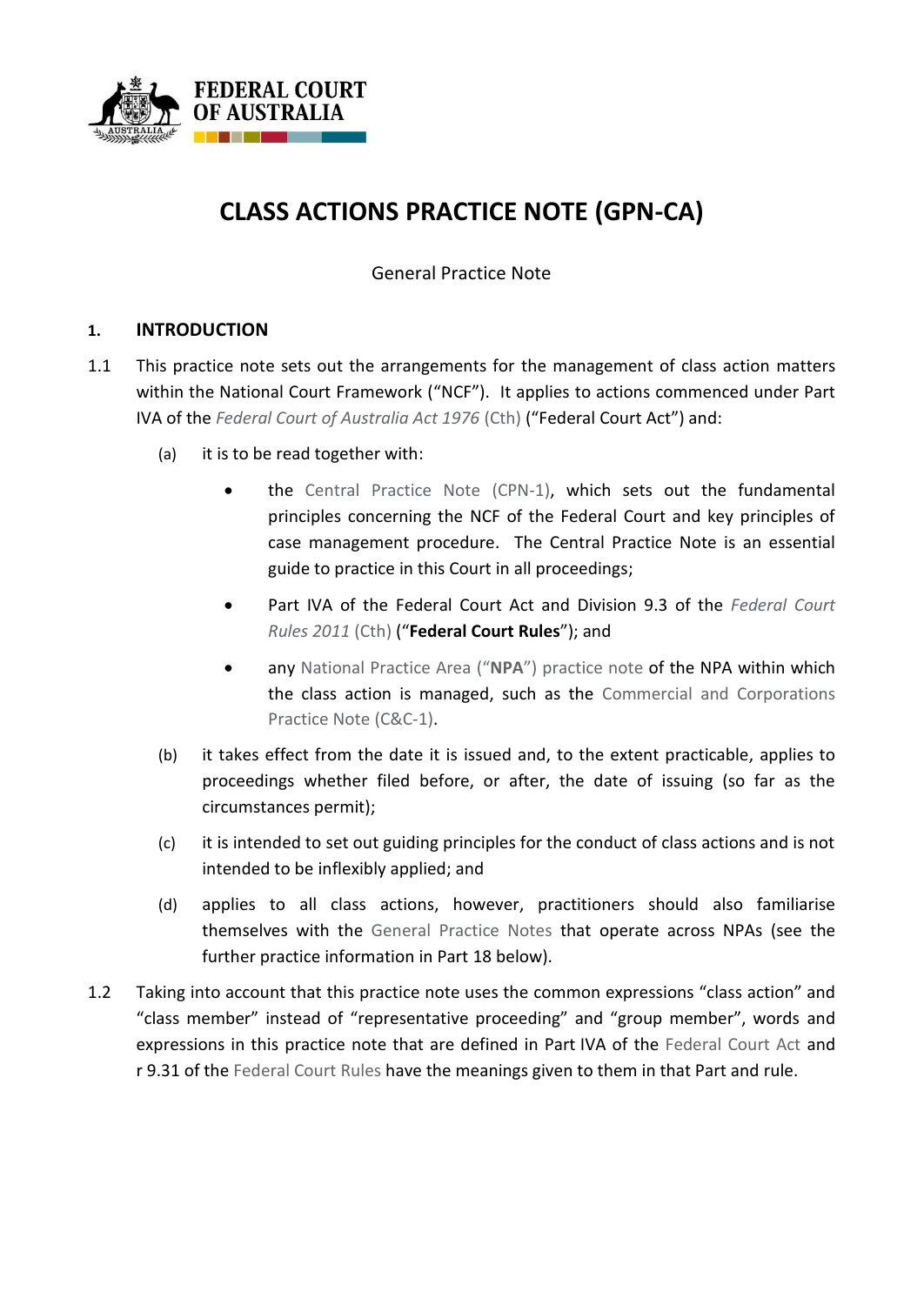FEDERAL COURT OF AUSTRALIA

# CLASS ACTIONS PRACTICE NOTE (GPN-CA)

General Practice Note

## 1. INTRODUCTION

1.1 This practice note sets out the arrangements for the management of class action matters within the National Court Framework ("NCF"). It applies to actions commenced under Part IVA of the *Federal Court of Australia Act 1976* (Cth) ("Federal Court Act") and:

(a) it is to be read together with:

- the Central Practice Note (CPN-1), which sets out the fundamental principles concerning the NCF of the Federal Court and key principles of case management procedure. The Central Practice Note is an essential guide to practice in this Court in all proceedings;
- Part IVA of the Federal Court Act and Division 9.3 of the *Federal Court Rules 2011* (Cth) ("**Federal Court Rules**"); and
- any National Practice Area ("**NPA**") practice note of the NPA within which the class action is managed, such as the Commercial and Corporations Practice Note (C&C-1).

(b) it takes effect from the date it is issued and, to the extent practicable, applies to proceedings whether filed before, or after, the date of issuing (so far as the circumstances permit);

(c) it is intended to set out guiding principles for the conduct of class actions and is not intended to be inflexibly applied; and

(d) applies to all class actions, however, practitioners should also familiarise themselves with the General Practice Notes that operate across NPAs (see the further practice information in Part 18 below).

1.2 Taking into account that this practice note uses the common expressions "class action" and "class member" instead of "representative proceeding" and "group member", words and expressions in this practice note that are defined in Part IVA of the Federal Court Act and r 9.31 of the Federal Court Rules have the meanings given to them in that Part and rule.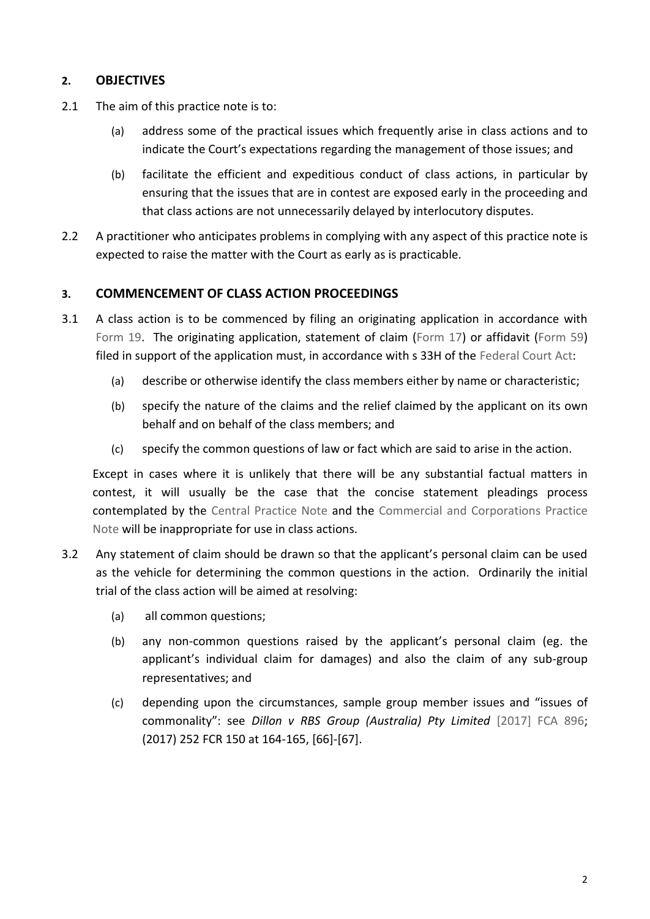## 2. OBJECTIVES

2.1 The aim of this practice note is to:

- (a) address some of the practical issues which frequently arise in class actions and to indicate the Court's expectations regarding the management of those issues; and
- (b) facilitate the efficient and expeditious conduct of class actions, in particular by ensuring that the issues that are in contest are exposed early in the proceeding and that class actions are not unnecessarily delayed by interlocutory disputes.

2.2 A practitioner who anticipates problems in complying with any aspect of this practice note is expected to raise the matter with the Court as early as is practicable.

## 3. COMMENCEMENT OF CLASS ACTION PROCEEDINGS

3.1 A class action is to be commenced by filing an originating application in accordance with Form 19. The originating application, statement of claim (Form 17) or affidavit (Form 59) filed in support of the application must, in accordance with s 33H of the Federal Court Act:

- (a) describe or otherwise identify the class members either by name or characteristic;
- (b) specify the nature of the claims and the relief claimed by the applicant on its own behalf and on behalf of the class members; and
- (c) specify the common questions of law or fact which are said to arise in the action.

Except in cases where it is unlikely that there will be any substantial factual matters in contest, it will usually be the case that the concise statement pleadings process contemplated by the Central Practice Note and the Commercial and Corporations Practice Note will be inappropriate for use in class actions.

3.2 Any statement of claim should be drawn so that the applicant's personal claim can be used as the vehicle for determining the common questions in the action. Ordinarily the initial trial of the class action will be aimed at resolving:

- (a) all common questions;
- (b) any non-common questions raised by the applicant's personal claim (eg. the applicant's individual claim for damages) and also the claim of any sub-group representatives; and
- (c) depending upon the circumstances, sample group member issues and "issues of commonality": see *Dillon v RBS Group (Australia) Pty Limited* [2017] FCA 896; (2017) 252 FCR 150 at 164-165, [66]-[67].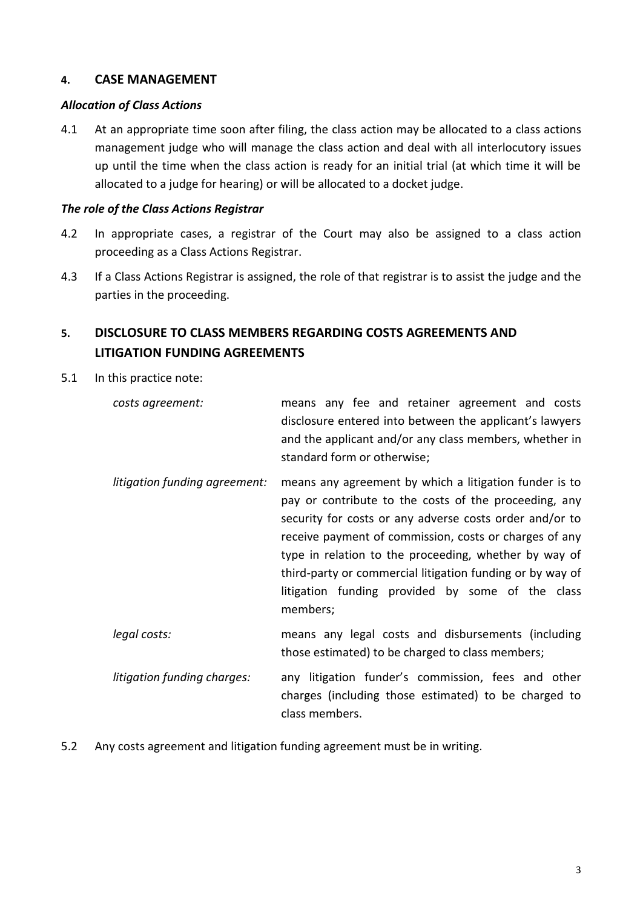## 4. CASE MANAGEMENT

### *Allocation of Class Actions*

4.1 At an appropriate time soon after filing, the class action may be allocated to a class actions management judge who will manage the class action and deal with all interlocutory issues up until the time when the class action is ready for an initial trial (at which time it will be allocated to a judge for hearing) or will be allocated to a docket judge.

### *The role of the Class Actions Registrar*

4.2 In appropriate cases, a registrar of the Court may also be assigned to a class action proceeding as a Class Actions Registrar.

4.3 If a Class Actions Registrar is assigned, the role of that registrar is to assist the judge and the parties in the proceeding.

## 5. DISCLOSURE TO CLASS MEMBERS REGARDING COSTS AGREEMENTS AND LITIGATION FUNDING AGREEMENTS

5.1 In this practice note:

*costs agreement:* means any fee and retainer agreement and costs disclosure entered into between the applicant's lawyers and the applicant and/or any class members, whether in standard form or otherwise;

*litigation funding agreement:* means any agreement by which a litigation funder is to pay or contribute to the costs of the proceeding, any security for costs or any adverse costs order and/or to receive payment of commission, costs or charges of any type in relation to the proceeding, whether by way of third-party or commercial litigation funding or by way of litigation funding provided by some of the class members;

*legal costs:* means any legal costs and disbursements (including those estimated) to be charged to class members;

*litigation funding charges:* any litigation funder's commission, fees and other charges (including those estimated) to be charged to class members.

5.2 Any costs agreement and litigation funding agreement must be in writing.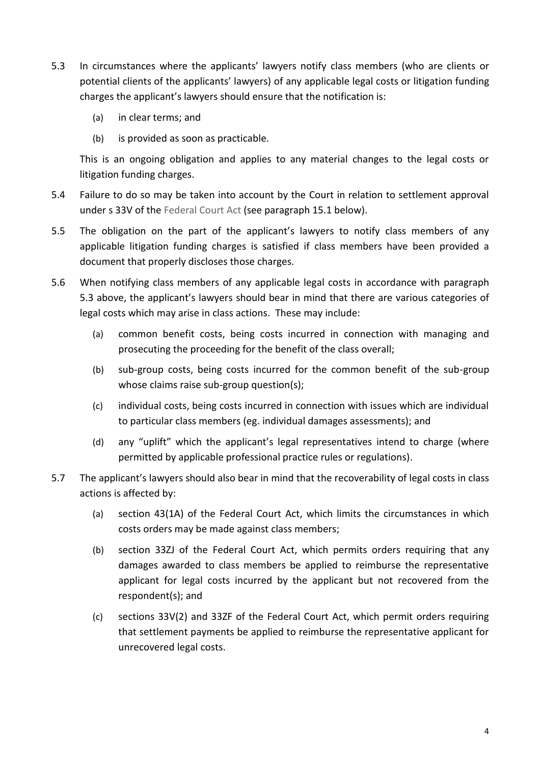5.3 In circumstances where the applicants' lawyers notify class members (who are clients or potential clients of the applicants' lawyers) of any applicable legal costs or litigation funding charges the applicant's lawyers should ensure that the notification is:

   (a) in clear terms; and

   (b) is provided as soon as practicable.

   This is an ongoing obligation and applies to any material changes to the legal costs or litigation funding charges.

5.4 Failure to do so may be taken into account by the Court in relation to settlement approval under s 33V of the Federal Court Act (see paragraph 15.1 below).

5.5 The obligation on the part of the applicant's lawyers to notify class members of any applicable litigation funding charges is satisfied if class members have been provided a document that properly discloses those charges.

5.6 When notifying class members of any applicable legal costs in accordance with paragraph 5.3 above, the applicant's lawyers should bear in mind that there are various categories of legal costs which may arise in class actions. These may include:

   (a) common benefit costs, being costs incurred in connection with managing and prosecuting the proceeding for the benefit of the class overall;

   (b) sub-group costs, being costs incurred for the common benefit of the sub-group whose claims raise sub-group question(s);

   (c) individual costs, being costs incurred in connection with issues which are individual to particular class members (eg. individual damages assessments); and

   (d) any "uplift" which the applicant's legal representatives intend to charge (where permitted by applicable professional practice rules or regulations).

5.7 The applicant's lawyers should also bear in mind that the recoverability of legal costs in class actions is affected by:

   (a) section 43(1A) of the Federal Court Act, which limits the circumstances in which costs orders may be made against class members;

   (b) section 33ZJ of the Federal Court Act, which permits orders requiring that any damages awarded to class members be applied to reimburse the representative applicant for legal costs incurred by the applicant but not recovered from the respondent(s); and

   (c) sections 33V(2) and 33ZF of the Federal Court Act, which permit orders requiring that settlement payments be applied to reimburse the representative applicant for unrecovered legal costs.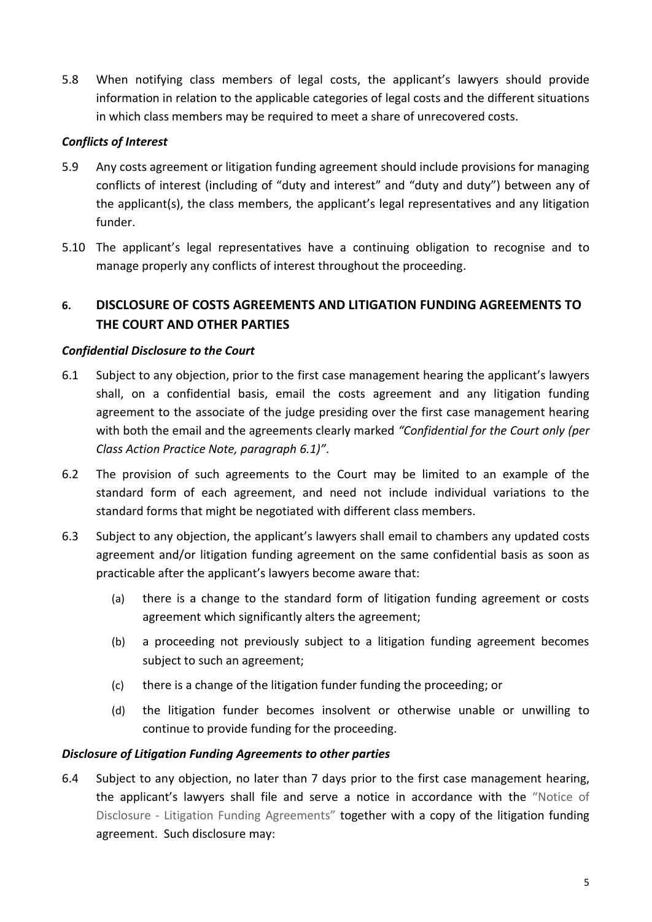5.8 When notifying class members of legal costs, the applicant's lawyers should provide information in relation to the applicable categories of legal costs and the different situations in which class members may be required to meet a share of unrecovered costs.

### *Conflicts of Interest*

5.9 Any costs agreement or litigation funding agreement should include provisions for managing conflicts of interest (including of "duty and interest" and "duty and duty") between any of the applicant(s), the class members, the applicant's legal representatives and any litigation funder.

5.10 The applicant's legal representatives have a continuing obligation to recognise and to manage properly any conflicts of interest throughout the proceeding.

## 6. DISCLOSURE OF COSTS AGREEMENTS AND LITIGATION FUNDING AGREEMENTS TO THE COURT AND OTHER PARTIES

### *Confidential Disclosure to the Court*

6.1 Subject to any objection, prior to the first case management hearing the applicant's lawyers shall, on a confidential basis, email the costs agreement and any litigation funding agreement to the associate of the judge presiding over the first case management hearing with both the email and the agreements clearly marked *"Confidential for the Court only (per Class Action Practice Note, paragraph 6.1)"*.

6.2 The provision of such agreements to the Court may be limited to an example of the standard form of each agreement, and need not include individual variations to the standard forms that might be negotiated with different class members.

6.3 Subject to any objection, the applicant's lawyers shall email to chambers any updated costs agreement and/or litigation funding agreement on the same confidential basis as soon as practicable after the applicant's lawyers become aware that:

(a) there is a change to the standard form of litigation funding agreement or costs agreement which significantly alters the agreement;

(b) a proceeding not previously subject to a litigation funding agreement becomes subject to such an agreement;

(c) there is a change of the litigation funder funding the proceeding; or

(d) the litigation funder becomes insolvent or otherwise unable or unwilling to continue to provide funding for the proceeding.

### *Disclosure of Litigation Funding Agreements to other parties*

6.4 Subject to any objection, no later than 7 days prior to the first case management hearing, the applicant's lawyers shall file and serve a notice in accordance with the "Notice of Disclosure - Litigation Funding Agreements" together with a copy of the litigation funding agreement. Such disclosure may: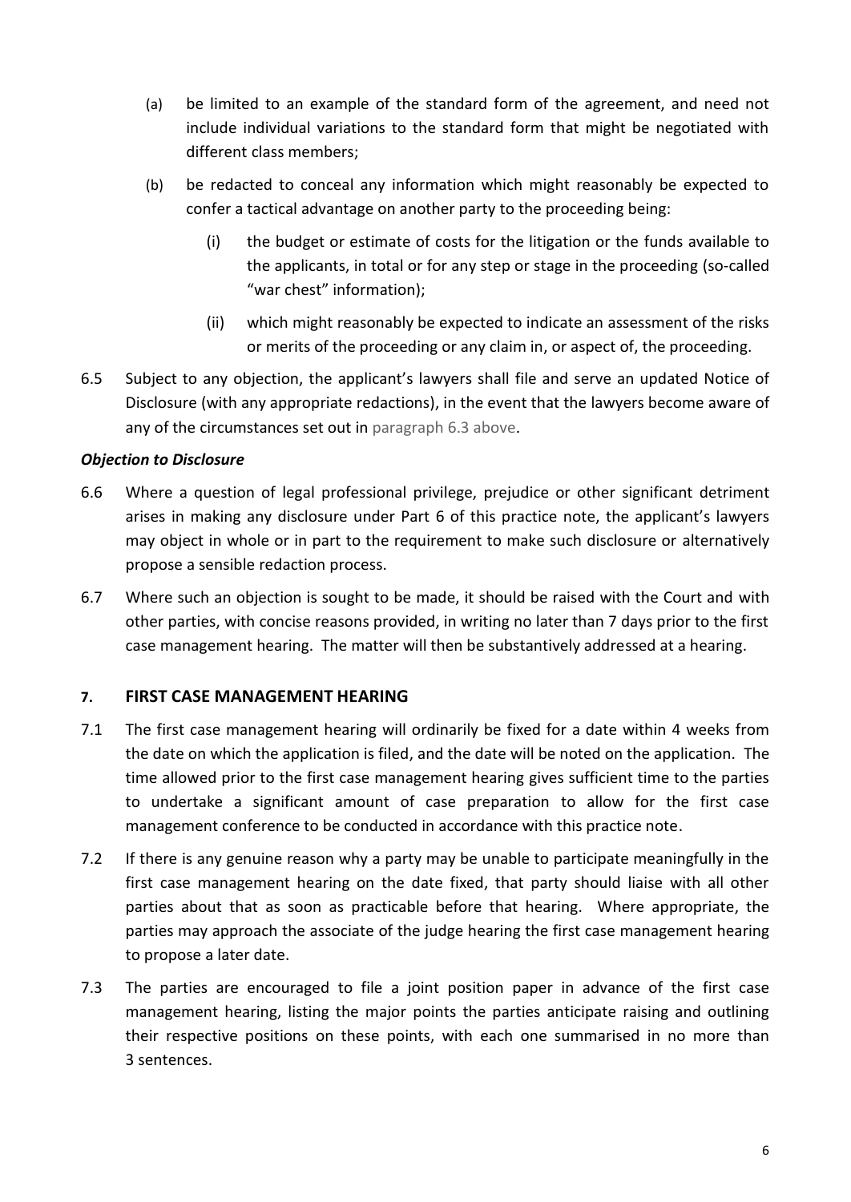(a) be limited to an example of the standard form of the agreement, and need not include individual variations to the standard form that might be negotiated with different class members;

(b) be redacted to conceal any information which might reasonably be expected to confer a tactical advantage on another party to the proceeding being:

   (i) the budget or estimate of costs for the litigation or the funds available to the applicants, in total or for any step or stage in the proceeding (so-called "war chest" information);

   (ii) which might reasonably be expected to indicate an assessment of the risks or merits of the proceeding or any claim in, or aspect of, the proceeding.

6.5 Subject to any objection, the applicant's lawyers shall file and serve an updated Notice of Disclosure (with any appropriate redactions), in the event that the lawyers become aware of any of the circumstances set out in paragraph 6.3 above.

***Objection to Disclosure***

6.6 Where a question of legal professional privilege, prejudice or other significant detriment arises in making any disclosure under Part 6 of this practice note, the applicant's lawyers may object in whole or in part to the requirement to make such disclosure or alternatively propose a sensible redaction process.

6.7 Where such an objection is sought to be made, it should be raised with the Court and with other parties, with concise reasons provided, in writing no later than 7 days prior to the first case management hearing. The matter will then be substantively addressed at a hearing.

## 7. FIRST CASE MANAGEMENT HEARING

7.1 The first case management hearing will ordinarily be fixed for a date within 4 weeks from the date on which the application is filed, and the date will be noted on the application. The time allowed prior to the first case management hearing gives sufficient time to the parties to undertake a significant amount of case preparation to allow for the first case management conference to be conducted in accordance with this practice note.

7.2 If there is any genuine reason why a party may be unable to participate meaningfully in the first case management hearing on the date fixed, that party should liaise with all other parties about that as soon as practicable before that hearing. Where appropriate, the parties may approach the associate of the judge hearing the first case management hearing to propose a later date.

7.3 The parties are encouraged to file a joint position paper in advance of the first case management hearing, listing the major points the parties anticipate raising and outlining their respective positions on these points, with each one summarised in no more than 3 sentences.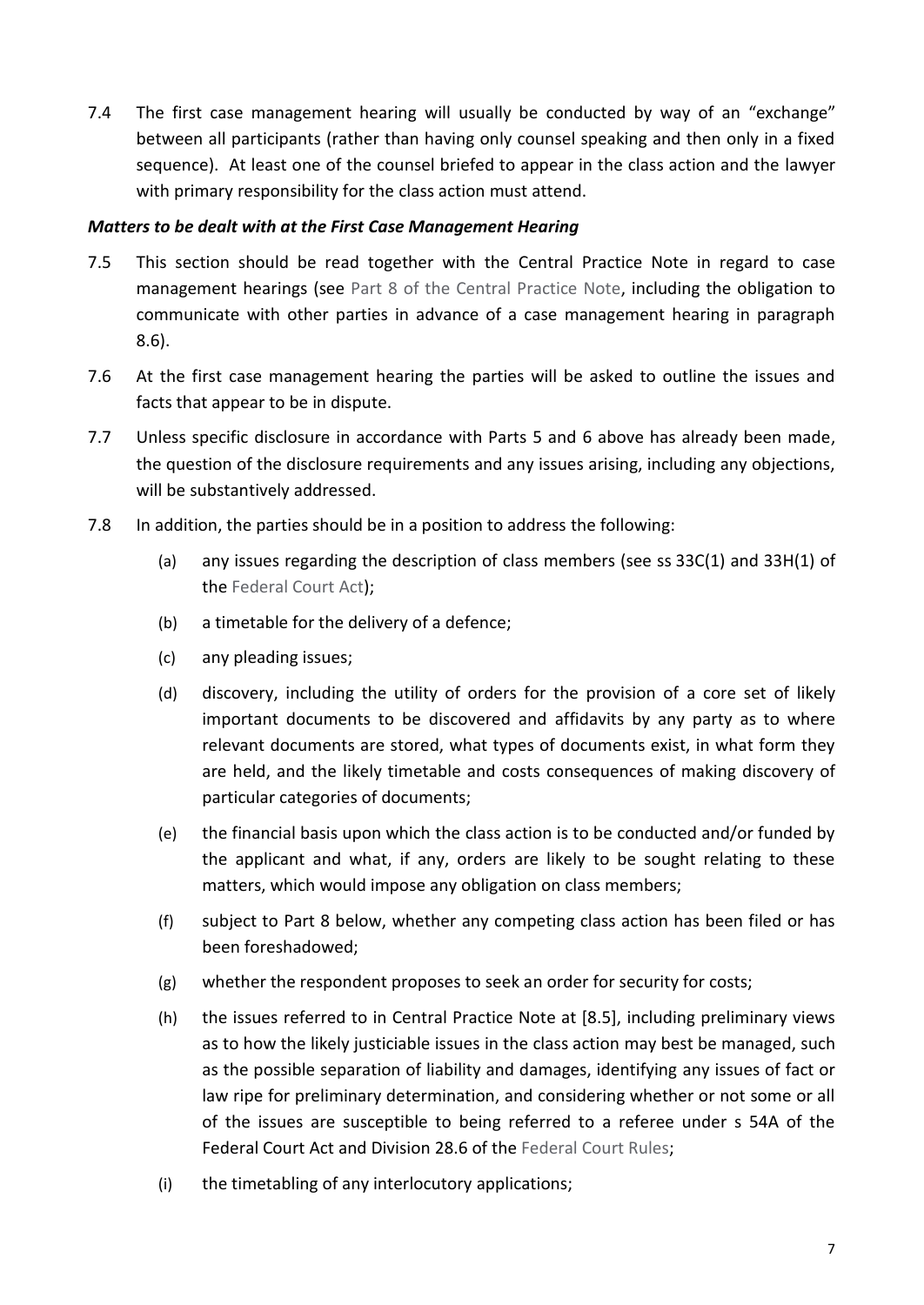7.4 The first case management hearing will usually be conducted by way of an "exchange" between all participants (rather than having only counsel speaking and then only in a fixed sequence). At least one of the counsel briefed to appear in the class action and the lawyer with primary responsibility for the class action must attend.

***Matters to be dealt with at the First Case Management Hearing***

7.5 This section should be read together with the Central Practice Note in regard to case management hearings (see Part 8 of the Central Practice Note, including the obligation to communicate with other parties in advance of a case management hearing in paragraph 8.6).

7.6 At the first case management hearing the parties will be asked to outline the issues and facts that appear to be in dispute.

7.7 Unless specific disclosure in accordance with Parts 5 and 6 above has already been made, the question of the disclosure requirements and any issues arising, including any objections, will be substantively addressed.

7.8 In addition, the parties should be in a position to address the following:

(a) any issues regarding the description of class members (see ss 33C(1) and 33H(1) of the Federal Court Act);

(b) a timetable for the delivery of a defence;

(c) any pleading issues;

(d) discovery, including the utility of orders for the provision of a core set of likely important documents to be discovered and affidavits by any party as to where relevant documents are stored, what types of documents exist, in what form they are held, and the likely timetable and costs consequences of making discovery of particular categories of documents;

(e) the financial basis upon which the class action is to be conducted and/or funded by the applicant and what, if any, orders are likely to be sought relating to these matters, which would impose any obligation on class members;

(f) subject to Part 8 below, whether any competing class action has been filed or has been foreshadowed;

(g) whether the respondent proposes to seek an order for security for costs;

(h) the issues referred to in Central Practice Note at [8.5], including preliminary views as to how the likely justiciable issues in the class action may best be managed, such as the possible separation of liability and damages, identifying any issues of fact or law ripe for preliminary determination, and considering whether or not some or all of the issues are susceptible to being referred to a referee under s 54A of the Federal Court Act and Division 28.6 of the Federal Court Rules;

(i) the timetabling of any interlocutory applications;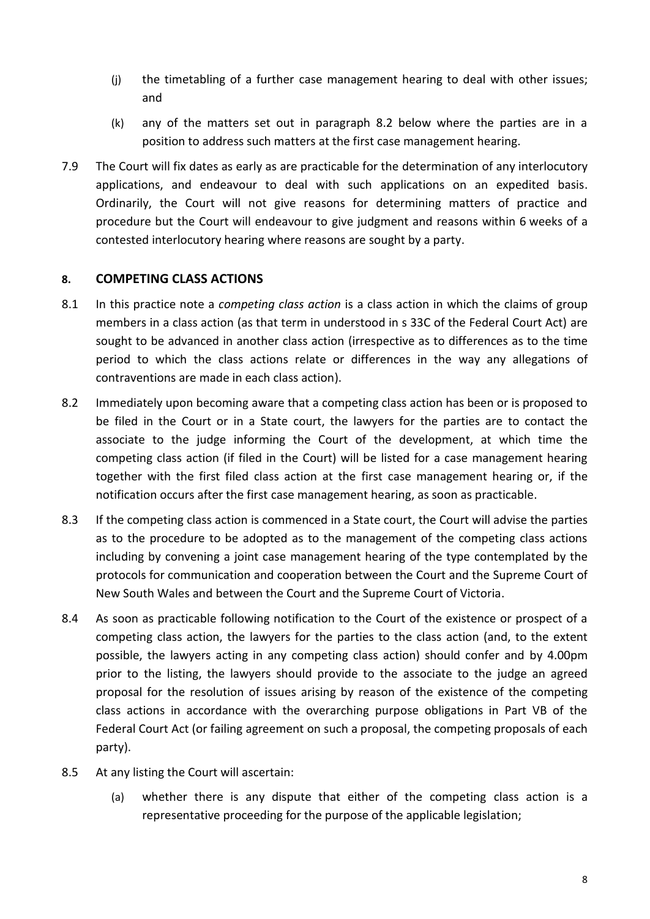(j) the timetabling of a further case management hearing to deal with other issues; and

(k) any of the matters set out in paragraph 8.2 below where the parties are in a position to address such matters at the first case management hearing.

7.9 The Court will fix dates as early as are practicable for the determination of any interlocutory applications, and endeavour to deal with such applications on an expedited basis. Ordinarily, the Court will not give reasons for determining matters of practice and procedure but the Court will endeavour to give judgment and reasons within 6 weeks of a contested interlocutory hearing where reasons are sought by a party.

## 8. COMPETING CLASS ACTIONS

8.1 In this practice note a *competing class action* is a class action in which the claims of group members in a class action (as that term in understood in s 33C of the Federal Court Act) are sought to be advanced in another class action (irrespective as to differences as to the time period to which the class actions relate or differences in the way any allegations of contraventions are made in each class action).

8.2 Immediately upon becoming aware that a competing class action has been or is proposed to be filed in the Court or in a State court, the lawyers for the parties are to contact the associate to the judge informing the Court of the development, at which time the competing class action (if filed in the Court) will be listed for a case management hearing together with the first filed class action at the first case management hearing or, if the notification occurs after the first case management hearing, as soon as practicable.

8.3 If the competing class action is commenced in a State court, the Court will advise the parties as to the procedure to be adopted as to the management of the competing class actions including by convening a joint case management hearing of the type contemplated by the protocols for communication and cooperation between the Court and the Supreme Court of New South Wales and between the Court and the Supreme Court of Victoria.

8.4 As soon as practicable following notification to the Court of the existence or prospect of a competing class action, the lawyers for the parties to the class action (and, to the extent possible, the lawyers acting in any competing class action) should confer and by 4.00pm prior to the listing, the lawyers should provide to the associate to the judge an agreed proposal for the resolution of issues arising by reason of the existence of the competing class actions in accordance with the overarching purpose obligations in Part VB of the Federal Court Act (or failing agreement on such a proposal, the competing proposals of each party).

8.5 At any listing the Court will ascertain:

(a) whether there is any dispute that either of the competing class action is a representative proceeding for the purpose of the applicable legislation;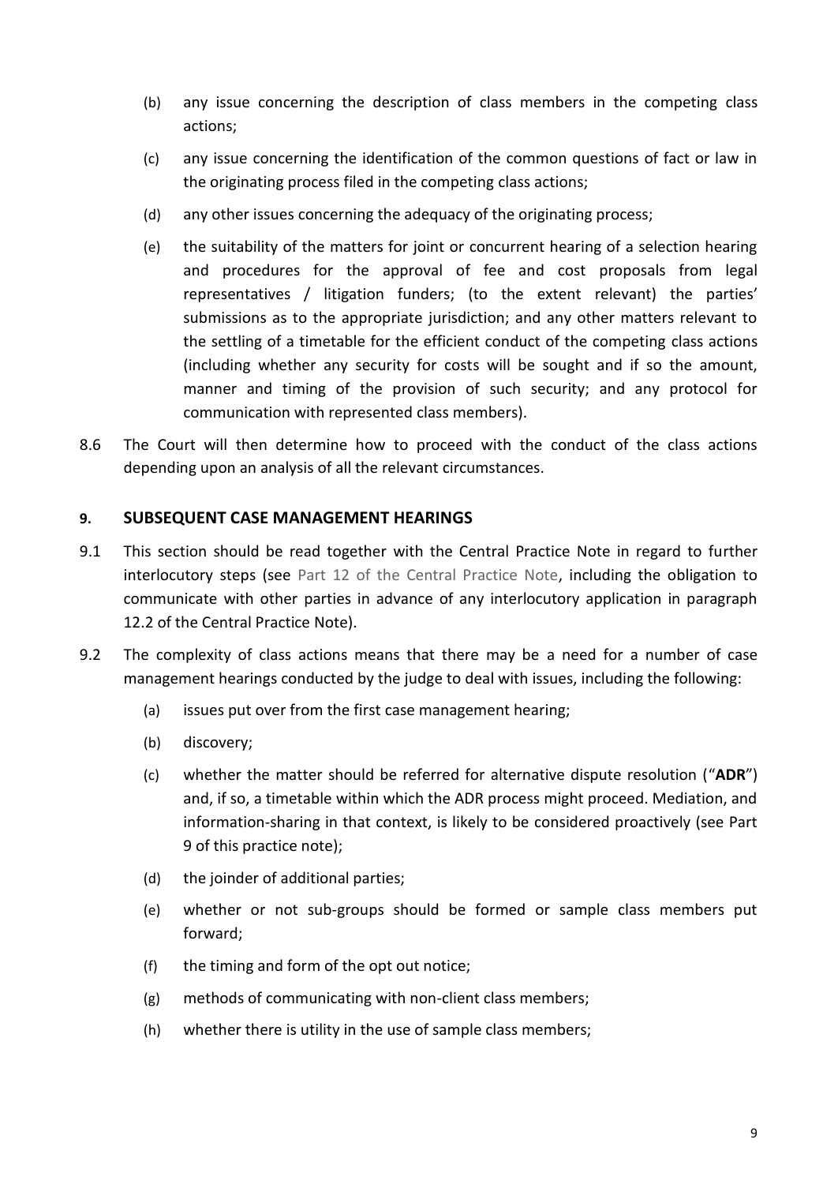(b) any issue concerning the description of class members in the competing class actions;

(c) any issue concerning the identification of the common questions of fact or law in the originating process filed in the competing class actions;

(d) any other issues concerning the adequacy of the originating process;

(e) the suitability of the matters for joint or concurrent hearing of a selection hearing and procedures for the approval of fee and cost proposals from legal representatives / litigation funders; (to the extent relevant) the parties' submissions as to the appropriate jurisdiction; and any other matters relevant to the settling of a timetable for the efficient conduct of the competing class actions (including whether any security for costs will be sought and if so the amount, manner and timing of the provision of such security; and any protocol for communication with represented class members).

8.6 The Court will then determine how to proceed with the conduct of the class actions depending upon an analysis of all the relevant circumstances.

## 9. SUBSEQUENT CASE MANAGEMENT HEARINGS

9.1 This section should be read together with the Central Practice Note in regard to further interlocutory steps (see Part 12 of the Central Practice Note, including the obligation to communicate with other parties in advance of any interlocutory application in paragraph 12.2 of the Central Practice Note).

9.2 The complexity of class actions means that there may be a need for a number of case management hearings conducted by the judge to deal with issues, including the following:

(a) issues put over from the first case management hearing;

(b) discovery;

(c) whether the matter should be referred for alternative dispute resolution ("**ADR**") and, if so, a timetable within which the ADR process might proceed. Mediation, and information-sharing in that context, is likely to be considered proactively (see Part 9 of this practice note);

(d) the joinder of additional parties;

(e) whether or not sub-groups should be formed or sample class members put forward;

(f) the timing and form of the opt out notice;

(g) methods of communicating with non-client class members;

(h) whether there is utility in the use of sample class members;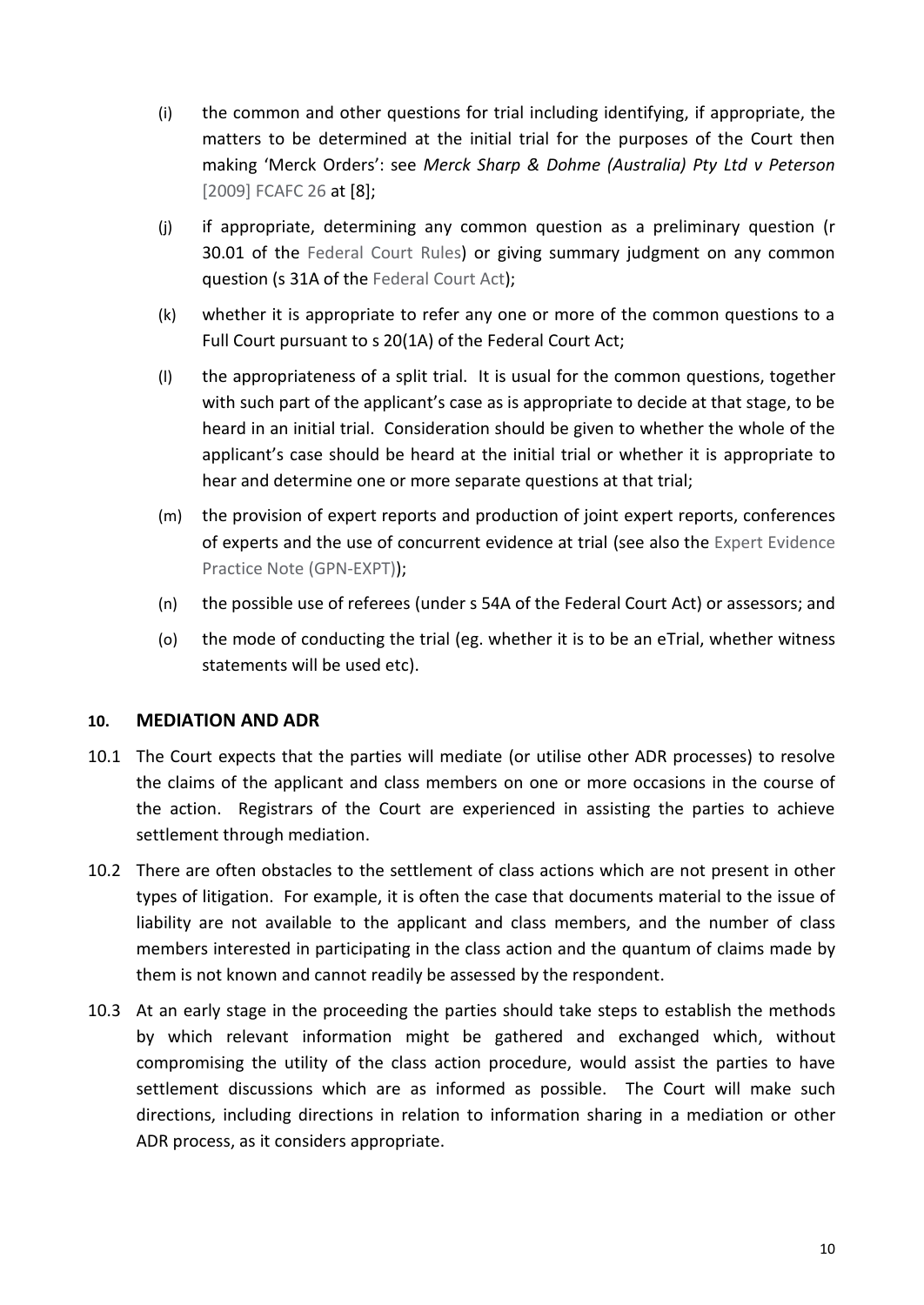(i) the common and other questions for trial including identifying, if appropriate, the matters to be determined at the initial trial for the purposes of the Court then making 'Merck Orders': see *Merck Sharp & Dohme (Australia) Pty Ltd v Peterson* [2009] FCAFC 26 at [8];

(j) if appropriate, determining any common question as a preliminary question (r 30.01 of the Federal Court Rules) or giving summary judgment on any common question (s 31A of the Federal Court Act);

(k) whether it is appropriate to refer any one or more of the common questions to a Full Court pursuant to s 20(1A) of the Federal Court Act;

(l) the appropriateness of a split trial. It is usual for the common questions, together with such part of the applicant's case as is appropriate to decide at that stage, to be heard in an initial trial. Consideration should be given to whether the whole of the applicant's case should be heard at the initial trial or whether it is appropriate to hear and determine one or more separate questions at that trial;

(m) the provision of expert reports and production of joint expert reports, conferences of experts and the use of concurrent evidence at trial (see also the Expert Evidence Practice Note (GPN-EXPT));

(n) the possible use of referees (under s 54A of the Federal Court Act) or assessors; and

(o) the mode of conducting the trial (eg. whether it is to be an eTrial, whether witness statements will be used etc).

## 10. MEDIATION AND ADR

10.1 The Court expects that the parties will mediate (or utilise other ADR processes) to resolve the claims of the applicant and class members on one or more occasions in the course of the action. Registrars of the Court are experienced in assisting the parties to achieve settlement through mediation.

10.2 There are often obstacles to the settlement of class actions which are not present in other types of litigation. For example, it is often the case that documents material to the issue of liability are not available to the applicant and class members, and the number of class members interested in participating in the class action and the quantum of claims made by them is not known and cannot readily be assessed by the respondent.

10.3 At an early stage in the proceeding the parties should take steps to establish the methods by which relevant information might be gathered and exchanged which, without compromising the utility of the class action procedure, would assist the parties to have settlement discussions which are as informed as possible. The Court will make such directions, including directions in relation to information sharing in a mediation or other ADR process, as it considers appropriate.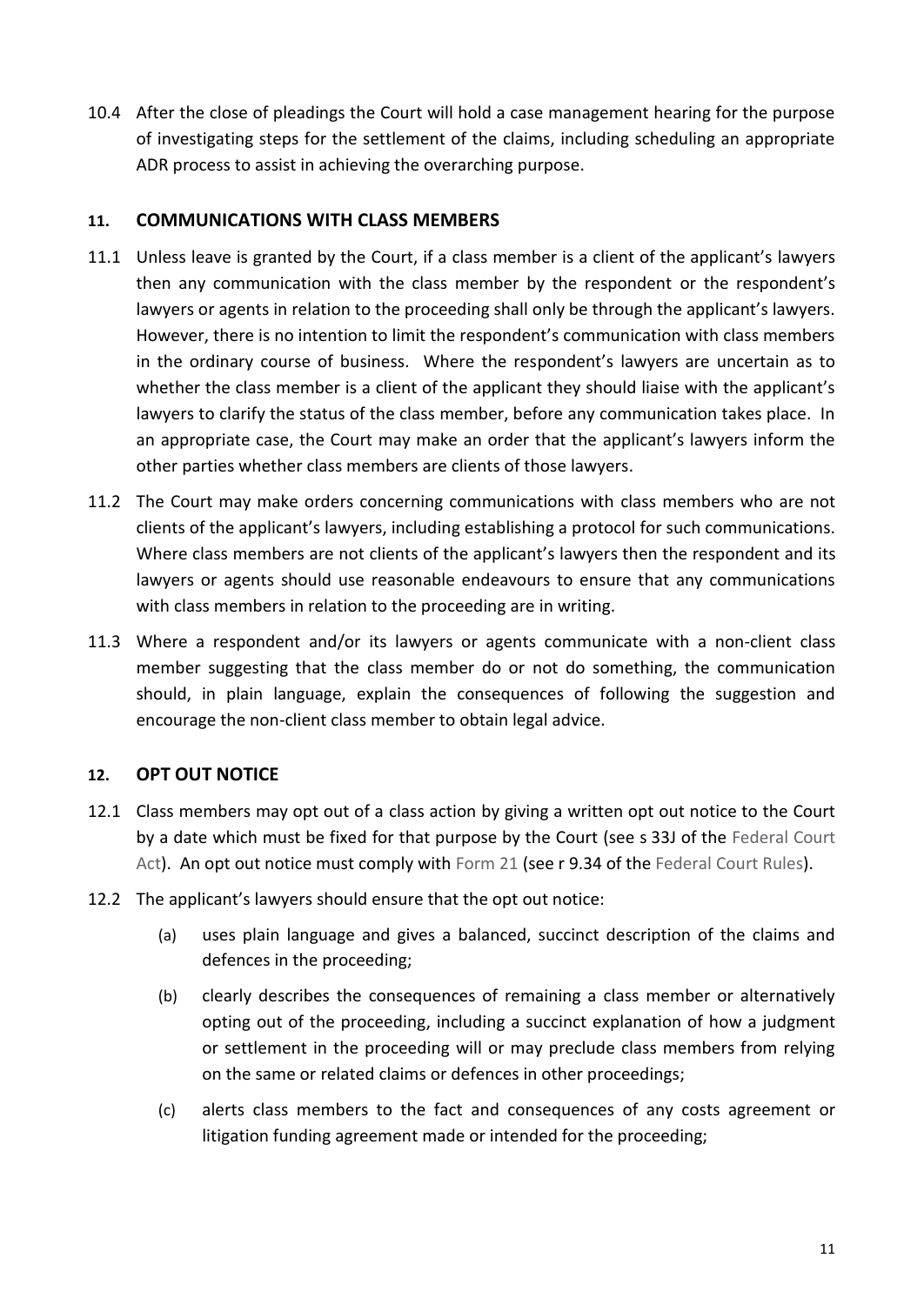10.4 After the close of pleadings the Court will hold a case management hearing for the purpose of investigating steps for the settlement of the claims, including scheduling an appropriate ADR process to assist in achieving the overarching purpose.

## 11. COMMUNICATIONS WITH CLASS MEMBERS

11.1 Unless leave is granted by the Court, if a class member is a client of the applicant's lawyers then any communication with the class member by the respondent or the respondent's lawyers or agents in relation to the proceeding shall only be through the applicant's lawyers. However, there is no intention to limit the respondent's communication with class members in the ordinary course of business. Where the respondent's lawyers are uncertain as to whether the class member is a client of the applicant they should liaise with the applicant's lawyers to clarify the status of the class member, before any communication takes place. In an appropriate case, the Court may make an order that the applicant's lawyers inform the other parties whether class members are clients of those lawyers.

11.2 The Court may make orders concerning communications with class members who are not clients of the applicant's lawyers, including establishing a protocol for such communications. Where class members are not clients of the applicant's lawyers then the respondent and its lawyers or agents should use reasonable endeavours to ensure that any communications with class members in relation to the proceeding are in writing.

11.3 Where a respondent and/or its lawyers or agents communicate with a non-client class member suggesting that the class member do or not do something, the communication should, in plain language, explain the consequences of following the suggestion and encourage the non-client class member to obtain legal advice.

## 12. OPT OUT NOTICE

12.1 Class members may opt out of a class action by giving a written opt out notice to the Court by a date which must be fixed for that purpose by the Court (see s 33J of the Federal Court Act). An opt out notice must comply with Form 21 (see r 9.34 of the Federal Court Rules).

12.2 The applicant's lawyers should ensure that the opt out notice:

(a) uses plain language and gives a balanced, succinct description of the claims and defences in the proceeding;

(b) clearly describes the consequences of remaining a class member or alternatively opting out of the proceeding, including a succinct explanation of how a judgment or settlement in the proceeding will or may preclude class members from relying on the same or related claims or defences in other proceedings;

(c) alerts class members to the fact and consequences of any costs agreement or litigation funding agreement made or intended for the proceeding;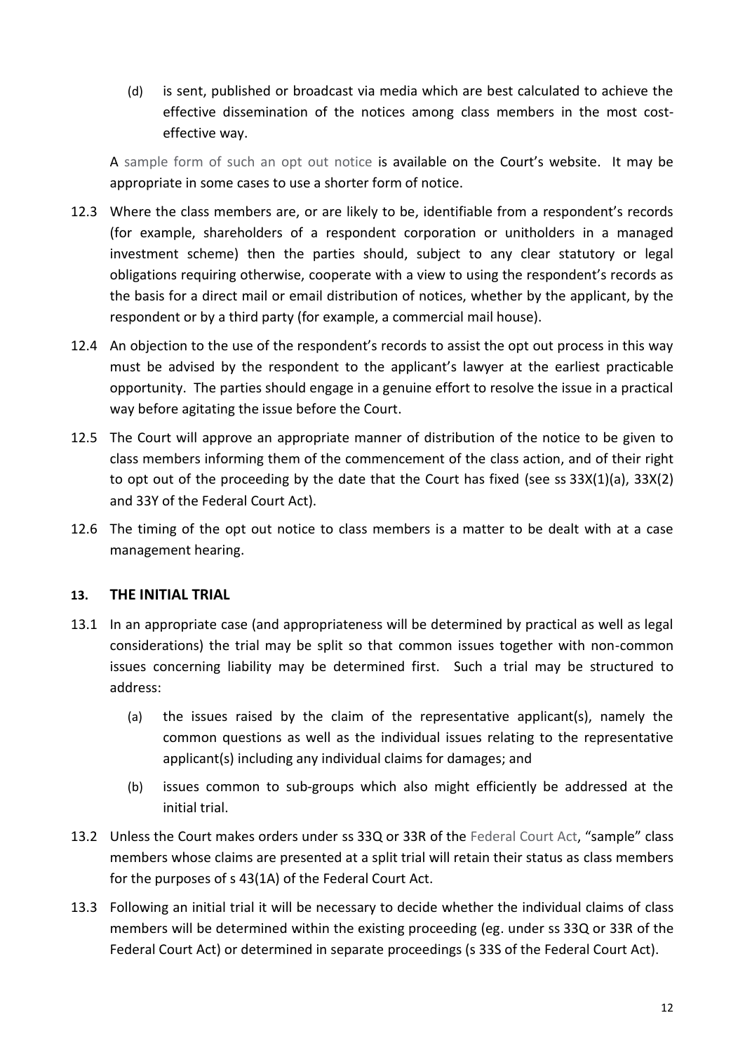(d) is sent, published or broadcast via media which are best calculated to achieve the effective dissemination of the notices among class members in the most cost-effective way.

A sample form of such an opt out notice is available on the Court's website. It may be appropriate in some cases to use a shorter form of notice.

12.3 Where the class members are, or are likely to be, identifiable from a respondent's records (for example, shareholders of a respondent corporation or unitholders in a managed investment scheme) then the parties should, subject to any clear statutory or legal obligations requiring otherwise, cooperate with a view to using the respondent's records as the basis for a direct mail or email distribution of notices, whether by the applicant, by the respondent or by a third party (for example, a commercial mail house).

12.4 An objection to the use of the respondent's records to assist the opt out process in this way must be advised by the respondent to the applicant's lawyer at the earliest practicable opportunity. The parties should engage in a genuine effort to resolve the issue in a practical way before agitating the issue before the Court.

12.5 The Court will approve an appropriate manner of distribution of the notice to be given to class members informing them of the commencement of the class action, and of their right to opt out of the proceeding by the date that the Court has fixed (see ss 33X(1)(a), 33X(2) and 33Y of the Federal Court Act).

12.6 The timing of the opt out notice to class members is a matter to be dealt with at a case management hearing.

## 13. THE INITIAL TRIAL

13.1 In an appropriate case (and appropriateness will be determined by practical as well as legal considerations) the trial may be split so that common issues together with non-common issues concerning liability may be determined first. Such a trial may be structured to address:

(a) the issues raised by the claim of the representative applicant(s), namely the common questions as well as the individual issues relating to the representative applicant(s) including any individual claims for damages; and

(b) issues common to sub-groups which also might efficiently be addressed at the initial trial.

13.2 Unless the Court makes orders under ss 33Q or 33R of the Federal Court Act, "sample" class members whose claims are presented at a split trial will retain their status as class members for the purposes of s 43(1A) of the Federal Court Act.

13.3 Following an initial trial it will be necessary to decide whether the individual claims of class members will be determined within the existing proceeding (eg. under ss 33Q or 33R of the Federal Court Act) or determined in separate proceedings (s 33S of the Federal Court Act).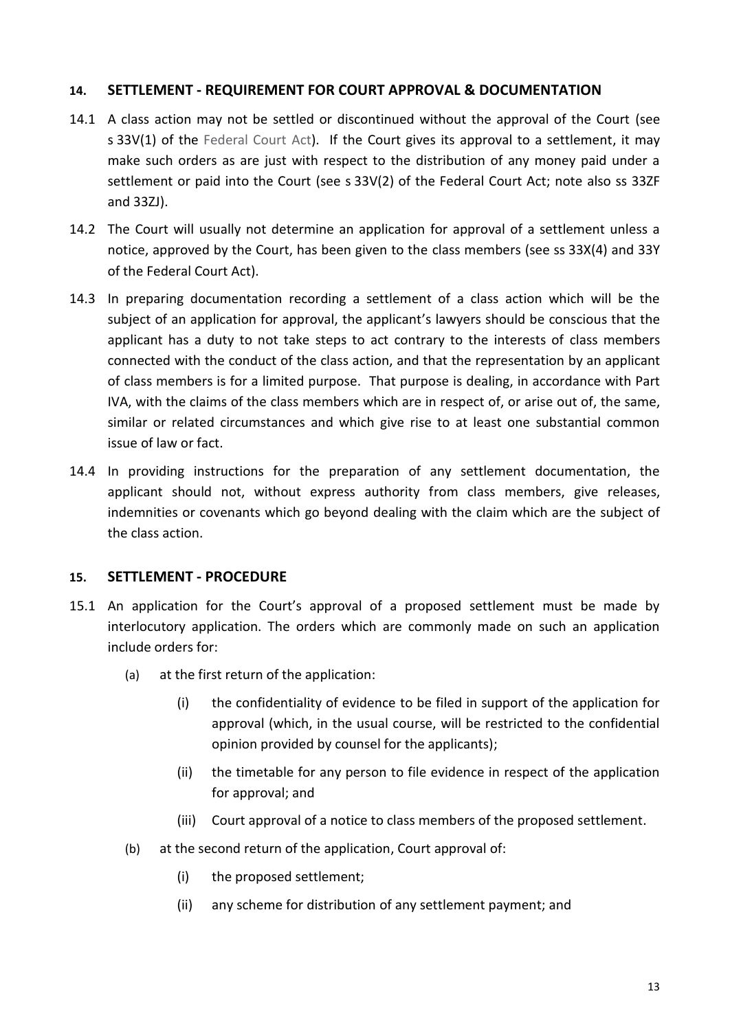## 14. SETTLEMENT - REQUIREMENT FOR COURT APPROVAL & DOCUMENTATION

14.1 A class action may not be settled or discontinued without the approval of the Court (see s 33V(1) of the Federal Court Act). If the Court gives its approval to a settlement, it may make such orders as are just with respect to the distribution of any money paid under a settlement or paid into the Court (see s 33V(2) of the Federal Court Act; note also ss 33ZF and 33ZJ).

14.2 The Court will usually not determine an application for approval of a settlement unless a notice, approved by the Court, has been given to the class members (see ss 33X(4) and 33Y of the Federal Court Act).

14.3 In preparing documentation recording a settlement of a class action which will be the subject of an application for approval, the applicant's lawyers should be conscious that the applicant has a duty to not take steps to act contrary to the interests of class members connected with the conduct of the class action, and that the representation by an applicant of class members is for a limited purpose. That purpose is dealing, in accordance with Part IVA, with the claims of the class members which are in respect of, or arise out of, the same, similar or related circumstances and which give rise to at least one substantial common issue of law or fact.

14.4 In providing instructions for the preparation of any settlement documentation, the applicant should not, without express authority from class members, give releases, indemnities or covenants which go beyond dealing with the claim which are the subject of the class action.

## 15. SETTLEMENT - PROCEDURE

15.1 An application for the Court's approval of a proposed settlement must be made by interlocutory application. The orders which are commonly made on such an application include orders for:

- (a) at the first return of the application:
  - (i) the confidentiality of evidence to be filed in support of the application for approval (which, in the usual course, will be restricted to the confidential opinion provided by counsel for the applicants);
  - (ii) the timetable for any person to file evidence in respect of the application for approval; and
  - (iii) Court approval of a notice to class members of the proposed settlement.
- (b) at the second return of the application, Court approval of:
  - (i) the proposed settlement;
  - (ii) any scheme for distribution of any settlement payment; and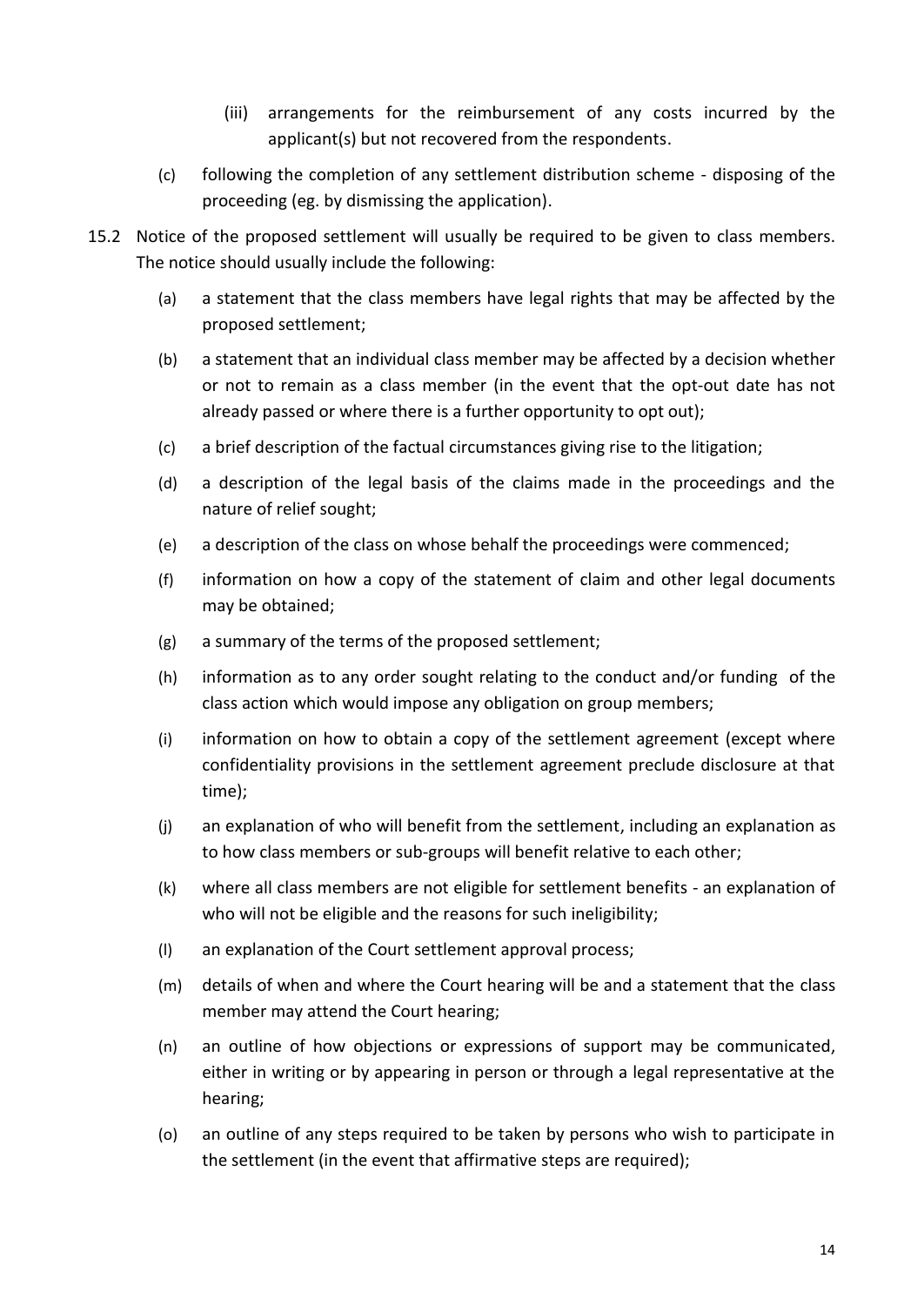(iii) arrangements for the reimbursement of any costs incurred by the applicant(s) but not recovered from the respondents.

  (c) following the completion of any settlement distribution scheme - disposing of the proceeding (eg. by dismissing the application).

15.2 Notice of the proposed settlement will usually be required to be given to class members. The notice should usually include the following:

  (a) a statement that the class members have legal rights that may be affected by the proposed settlement;

  (b) a statement that an individual class member may be affected by a decision whether or not to remain as a class member (in the event that the opt-out date has not already passed or where there is a further opportunity to opt out);

  (c) a brief description of the factual circumstances giving rise to the litigation;

  (d) a description of the legal basis of the claims made in the proceedings and the nature of relief sought;

  (e) a description of the class on whose behalf the proceedings were commenced;

  (f) information on how a copy of the statement of claim and other legal documents may be obtained;

  (g) a summary of the terms of the proposed settlement;

  (h) information as to any order sought relating to the conduct and/or funding of the class action which would impose any obligation on group members;

  (i) information on how to obtain a copy of the settlement agreement (except where confidentiality provisions in the settlement agreement preclude disclosure at that time);

  (j) an explanation of who will benefit from the settlement, including an explanation as to how class members or sub-groups will benefit relative to each other;

  (k) where all class members are not eligible for settlement benefits - an explanation of who will not be eligible and the reasons for such ineligibility;

  (l) an explanation of the Court settlement approval process;

  (m) details of when and where the Court hearing will be and a statement that the class member may attend the Court hearing;

  (n) an outline of how objections or expressions of support may be communicated, either in writing or by appearing in person or through a legal representative at the hearing;

  (o) an outline of any steps required to be taken by persons who wish to participate in the settlement (in the event that affirmative steps are required);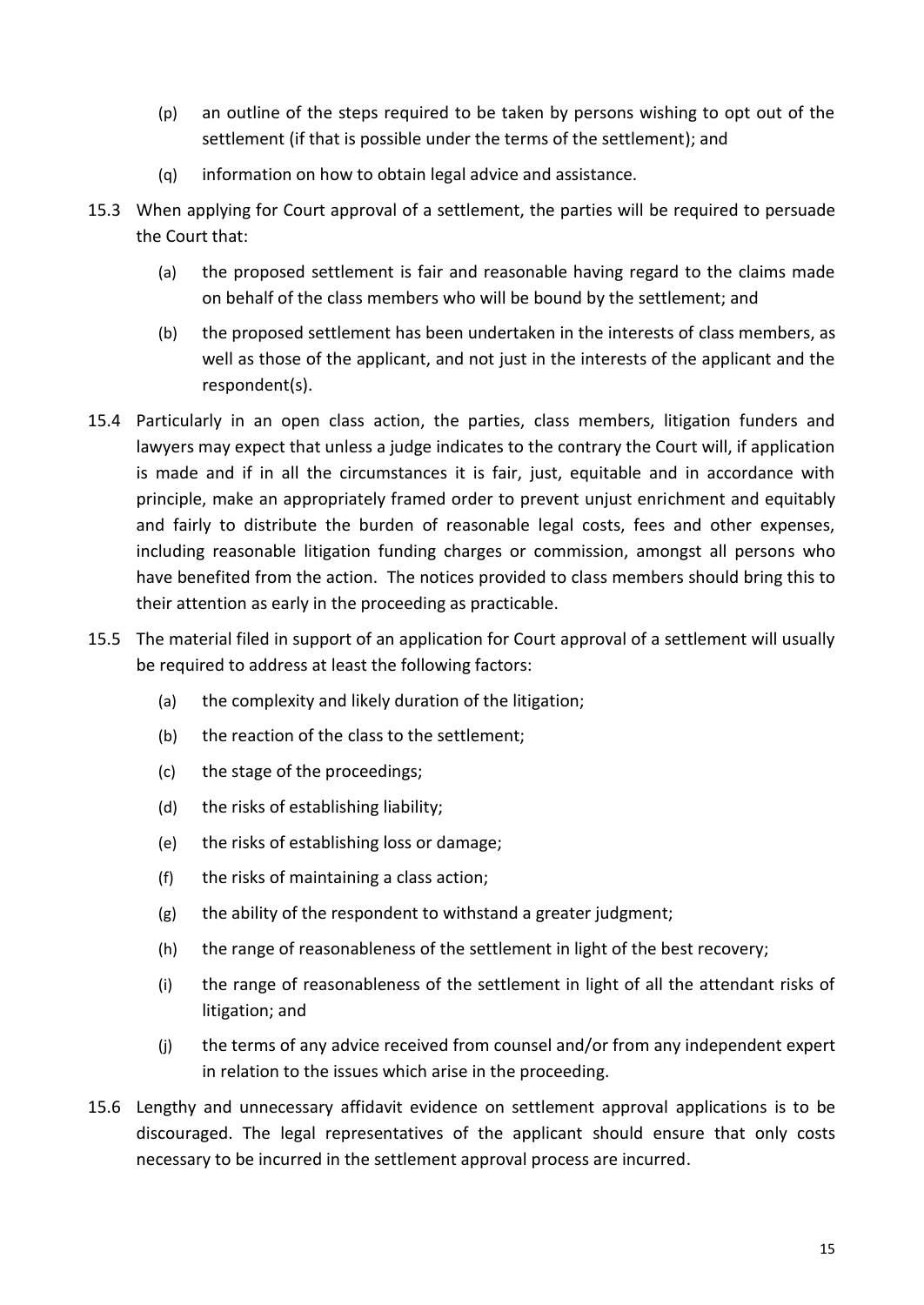(p) an outline of the steps required to be taken by persons wishing to opt out of the settlement (if that is possible under the terms of the settlement); and

(q) information on how to obtain legal advice and assistance.

15.3 When applying for Court approval of a settlement, the parties will be required to persuade the Court that:

(a) the proposed settlement is fair and reasonable having regard to the claims made on behalf of the class members who will be bound by the settlement; and

(b) the proposed settlement has been undertaken in the interests of class members, as well as those of the applicant, and not just in the interests of the applicant and the respondent(s).

15.4 Particularly in an open class action, the parties, class members, litigation funders and lawyers may expect that unless a judge indicates to the contrary the Court will, if application is made and if in all the circumstances it is fair, just, equitable and in accordance with principle, make an appropriately framed order to prevent unjust enrichment and equitably and fairly to distribute the burden of reasonable legal costs, fees and other expenses, including reasonable litigation funding charges or commission, amongst all persons who have benefited from the action. The notices provided to class members should bring this to their attention as early in the proceeding as practicable.

15.5 The material filed in support of an application for Court approval of a settlement will usually be required to address at least the following factors:

(a) the complexity and likely duration of the litigation;

(b) the reaction of the class to the settlement;

(c) the stage of the proceedings;

(d) the risks of establishing liability;

(e) the risks of establishing loss or damage;

(f) the risks of maintaining a class action;

(g) the ability of the respondent to withstand a greater judgment;

(h) the range of reasonableness of the settlement in light of the best recovery;

(i) the range of reasonableness of the settlement in light of all the attendant risks of litigation; and

(j) the terms of any advice received from counsel and/or from any independent expert in relation to the issues which arise in the proceeding.

15.6 Lengthy and unnecessary affidavit evidence on settlement approval applications is to be discouraged. The legal representatives of the applicant should ensure that only costs necessary to be incurred in the settlement approval process are incurred.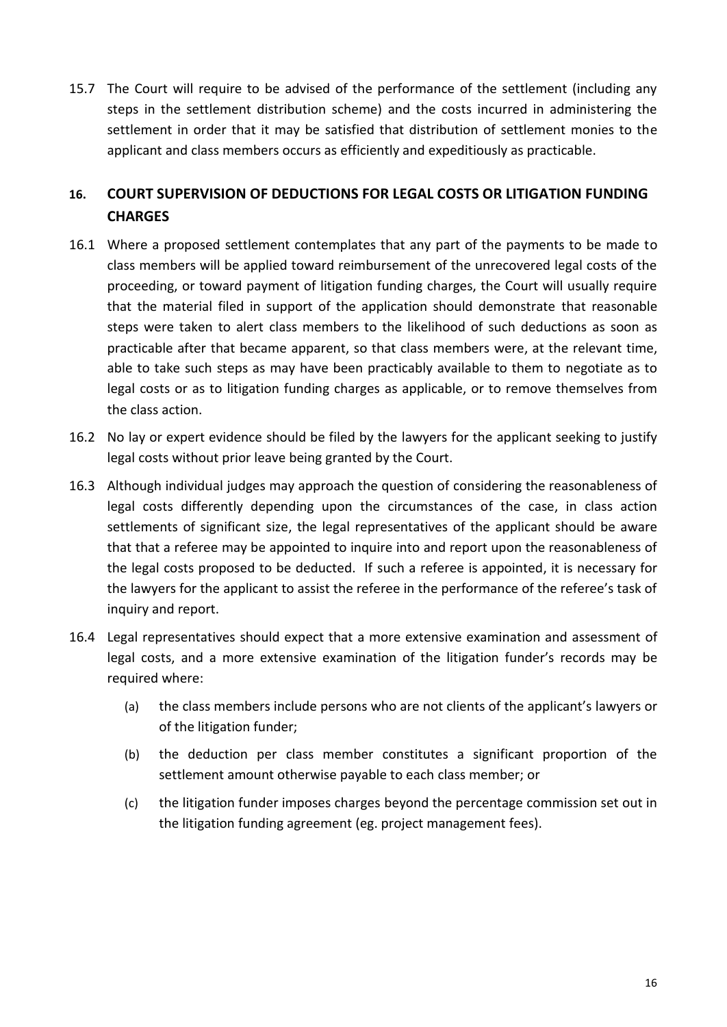15.7 The Court will require to be advised of the performance of the settlement (including any steps in the settlement distribution scheme) and the costs incurred in administering the settlement in order that it may be satisfied that distribution of settlement monies to the applicant and class members occurs as efficiently and expeditiously as practicable.

## 16. COURT SUPERVISION OF DEDUCTIONS FOR LEGAL COSTS OR LITIGATION FUNDING CHARGES

16.1 Where a proposed settlement contemplates that any part of the payments to be made to class members will be applied toward reimbursement of the unrecovered legal costs of the proceeding, or toward payment of litigation funding charges, the Court will usually require that the material filed in support of the application should demonstrate that reasonable steps were taken to alert class members to the likelihood of such deductions as soon as practicable after that became apparent, so that class members were, at the relevant time, able to take such steps as may have been practicably available to them to negotiate as to legal costs or as to litigation funding charges as applicable, or to remove themselves from the class action.

16.2 No lay or expert evidence should be filed by the lawyers for the applicant seeking to justify legal costs without prior leave being granted by the Court.

16.3 Although individual judges may approach the question of considering the reasonableness of legal costs differently depending upon the circumstances of the case, in class action settlements of significant size, the legal representatives of the applicant should be aware that that a referee may be appointed to inquire into and report upon the reasonableness of the legal costs proposed to be deducted. If such a referee is appointed, it is necessary for the lawyers for the applicant to assist the referee in the performance of the referee's task of inquiry and report.

16.4 Legal representatives should expect that a more extensive examination and assessment of legal costs, and a more extensive examination of the litigation funder's records may be required where:

(a) the class members include persons who are not clients of the applicant's lawyers or of the litigation funder;

(b) the deduction per class member constitutes a significant proportion of the settlement amount otherwise payable to each class member; or

(c) the litigation funder imposes charges beyond the percentage commission set out in the litigation funding agreement (eg. project management fees).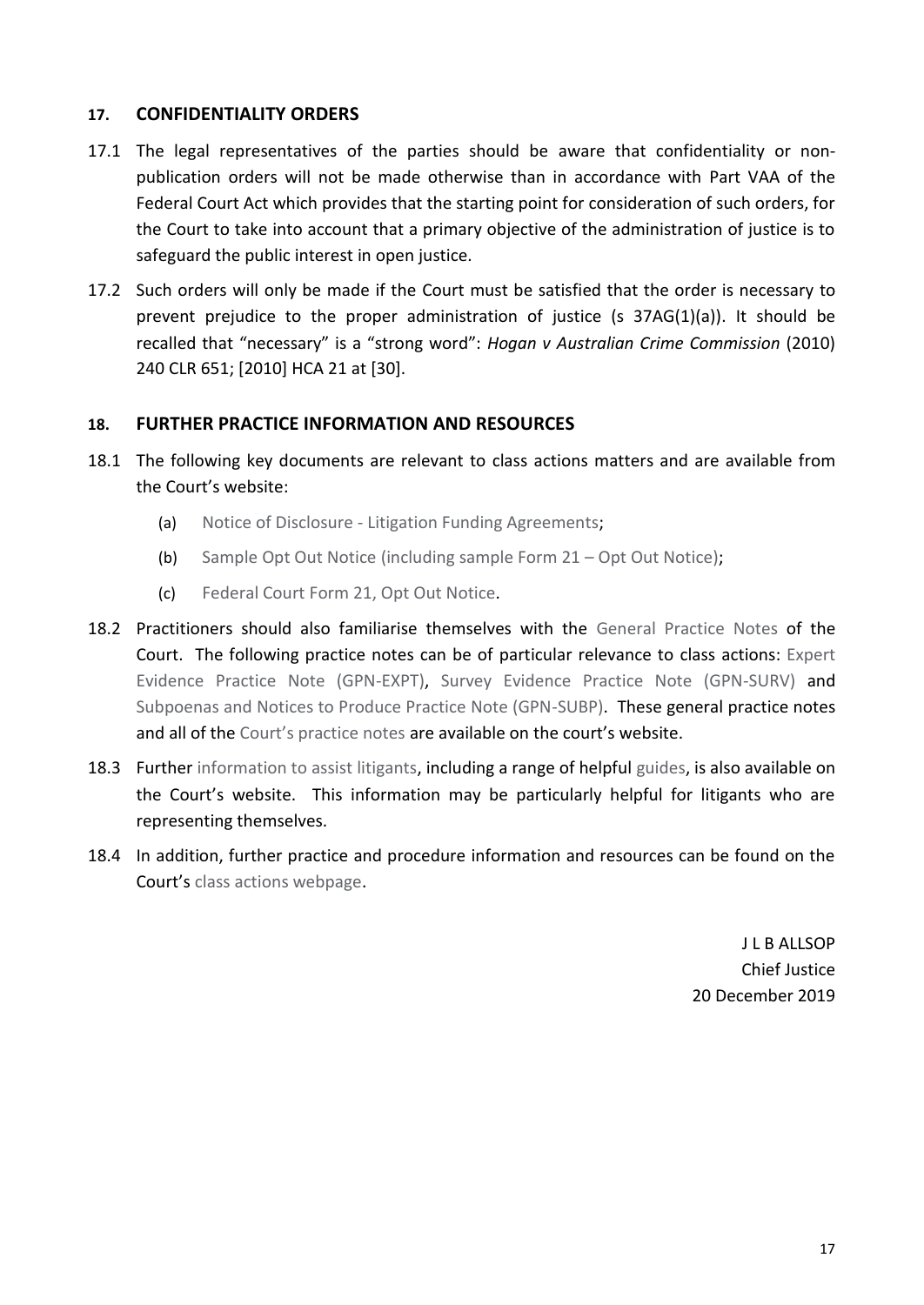## 17. CONFIDENTIALITY ORDERS

17.1 The legal representatives of the parties should be aware that confidentiality or non-publication orders will not be made otherwise than in accordance with Part VAA of the Federal Court Act which provides that the starting point for consideration of such orders, for the Court to take into account that a primary objective of the administration of justice is to safeguard the public interest in open justice.

17.2 Such orders will only be made if the Court must be satisfied that the order is necessary to prevent prejudice to the proper administration of justice (s 37AG(1)(a)). It should be recalled that "necessary" is a "strong word": *Hogan v Australian Crime Commission* (2010) 240 CLR 651; [2010] HCA 21 at [30].

## 18. FURTHER PRACTICE INFORMATION AND RESOURCES

18.1 The following key documents are relevant to class actions matters and are available from the Court's website:

(a) Notice of Disclosure - Litigation Funding Agreements;

(b) Sample Opt Out Notice (including sample Form 21 – Opt Out Notice);

(c) Federal Court Form 21, Opt Out Notice.

18.2 Practitioners should also familiarise themselves with the General Practice Notes of the Court. The following practice notes can be of particular relevance to class actions: Expert Evidence Practice Note (GPN-EXPT), Survey Evidence Practice Note (GPN-SURV) and Subpoenas and Notices to Produce Practice Note (GPN-SUBP). These general practice notes and all of the Court's practice notes are available on the court's website.

18.3 Further information to assist litigants, including a range of helpful guides, is also available on the Court's website. This information may be particularly helpful for litigants who are representing themselves.

18.4 In addition, further practice and procedure information and resources can be found on the Court's class actions webpage.

J L B ALLSOP
Chief Justice
20 December 2019